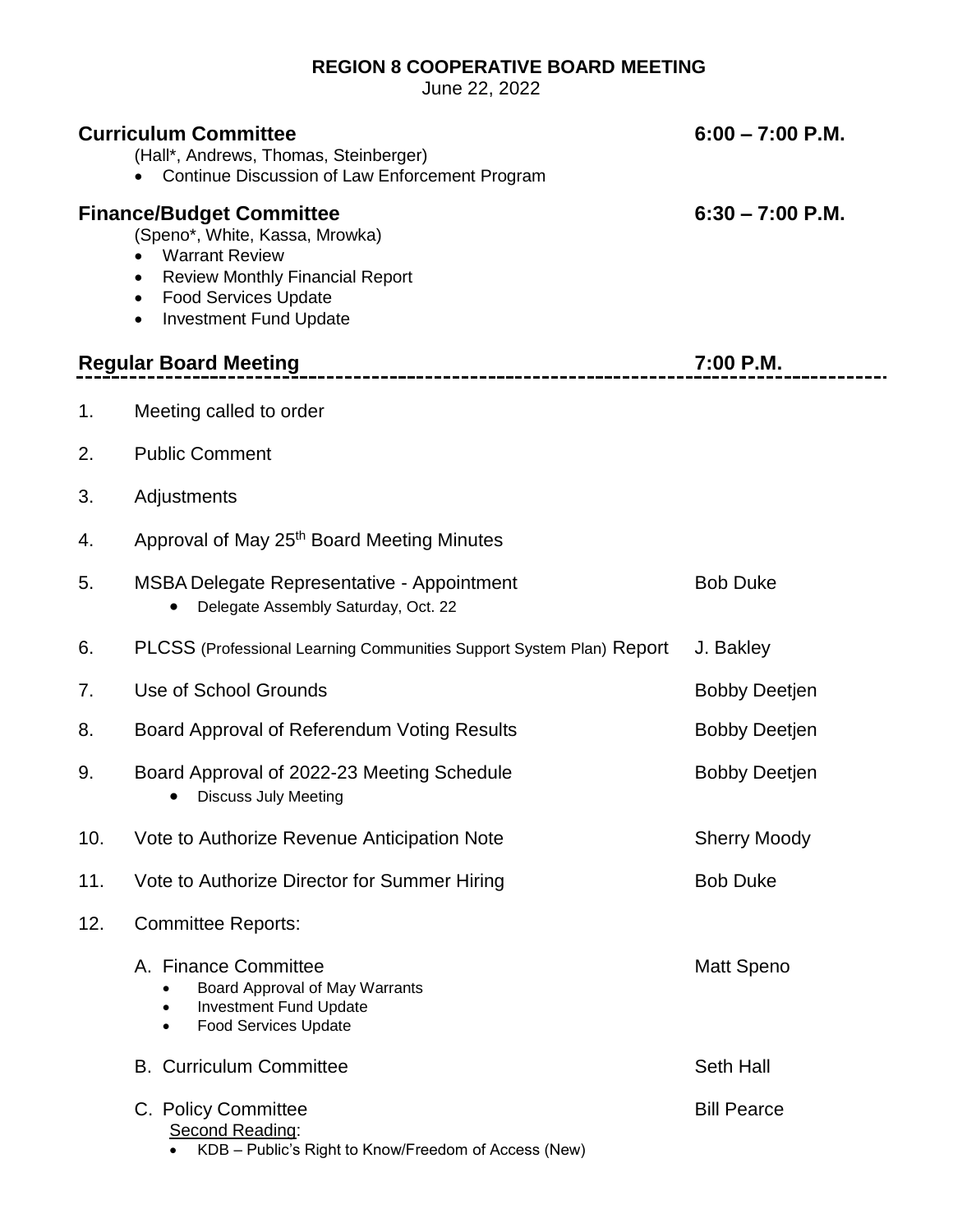# REGION 8 COOPERATIVE BOARD MEETING

June 22, 2022

**Curriculum Committee** **6:00 – 7:00 P.M.**

(Hall*, Andrews, Thomas, Steinberger)

- Continue Discussion of Law Enforcement Program

**Finance/Budget Committee** **6:30 – 7:00 P.M.**

(Speno*, White, Kassa, Mrowka)

- Warrant Review
- Review Monthly Financial Report
- Food Services Update
- Investment Fund Update

**Regular Board Meeting** **7:00 P.M.**

---

1. Meeting called to order
2. Public Comment
3. Adjustments
4. Approval of May 25th Board Meeting Minutes
5. MSBA Delegate Representative - Appointment — Bob Duke
   - Delegate Assembly Saturday, Oct. 22
6. PLCSS (Professional Learning Communities Support System Plan) Report — J. Bakley
7. Use of School Grounds — Bobby Deetjen
8. Board Approval of Referendum Voting Results — Bobby Deetjen
9. Board Approval of 2022-23 Meeting Schedule — Bobby Deetjen
   - Discuss July Meeting
10. Vote to Authorize Revenue Anticipation Note — Sherry Moody
11. Vote to Authorize Director for Summer Hiring — Bob Duke
12. Committee Reports:

    A. Finance Committee — Matt Speno
    - Board Approval of May Warrants
    - Investment Fund Update
    - Food Services Update

    B. Curriculum Committee — Seth Hall

    C. Policy Committee — Bill Pearce

    Second Reading:
    - KDB – Public's Right to Know/Freedom of Access (New)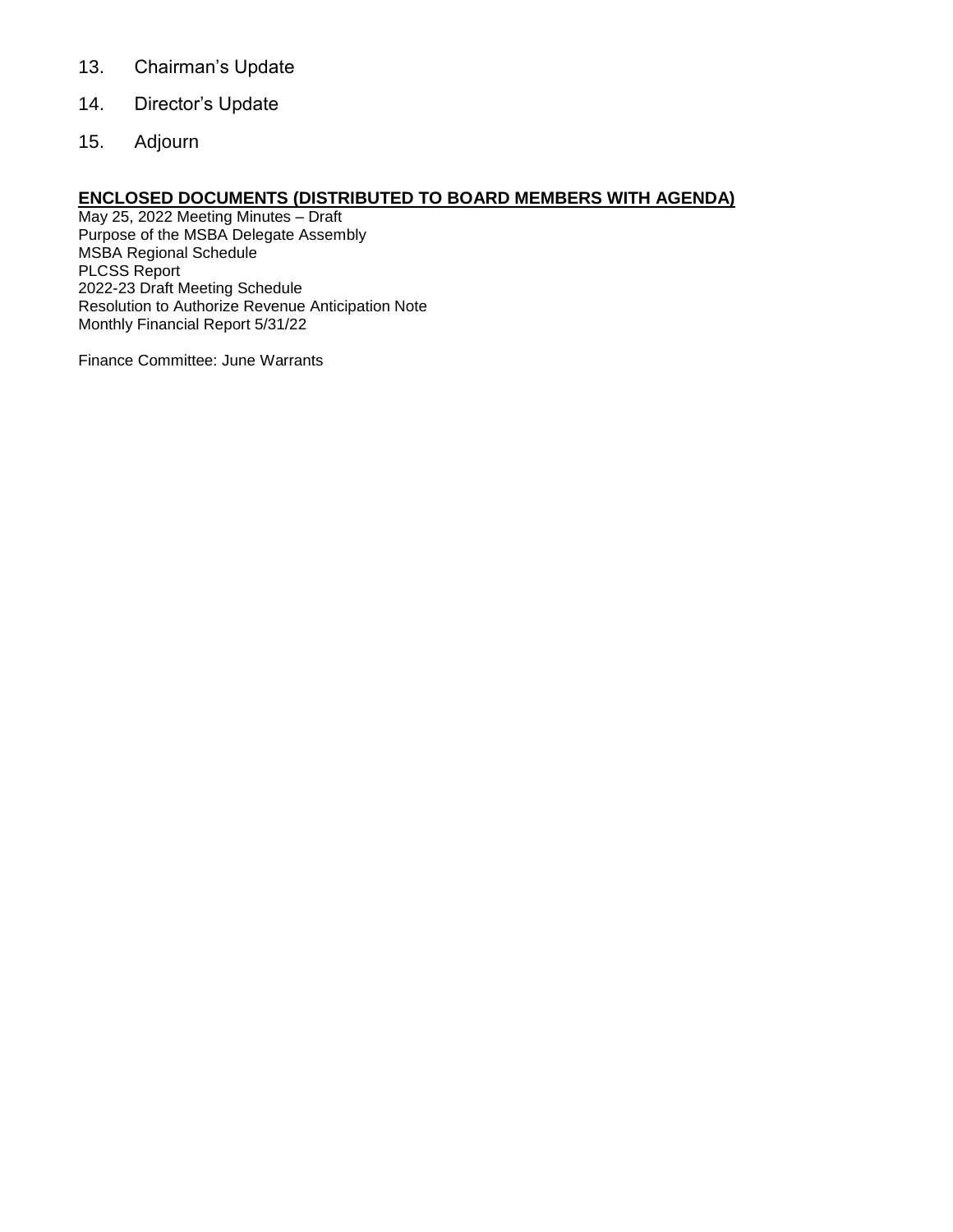13. Chairman's Update

14. Director's Update

15. Adjourn

**ENCLOSED DOCUMENTS (DISTRIBUTED TO BOARD MEMBERS WITH AGENDA)**

May 25, 2022 Meeting Minutes – Draft
Purpose of the MSBA Delegate Assembly
MSBA Regional Schedule
PLCSS Report
2022-23 Draft Meeting Schedule
Resolution to Authorize Revenue Anticipation Note
Monthly Financial Report 5/31/22

Finance Committee: June Warrants